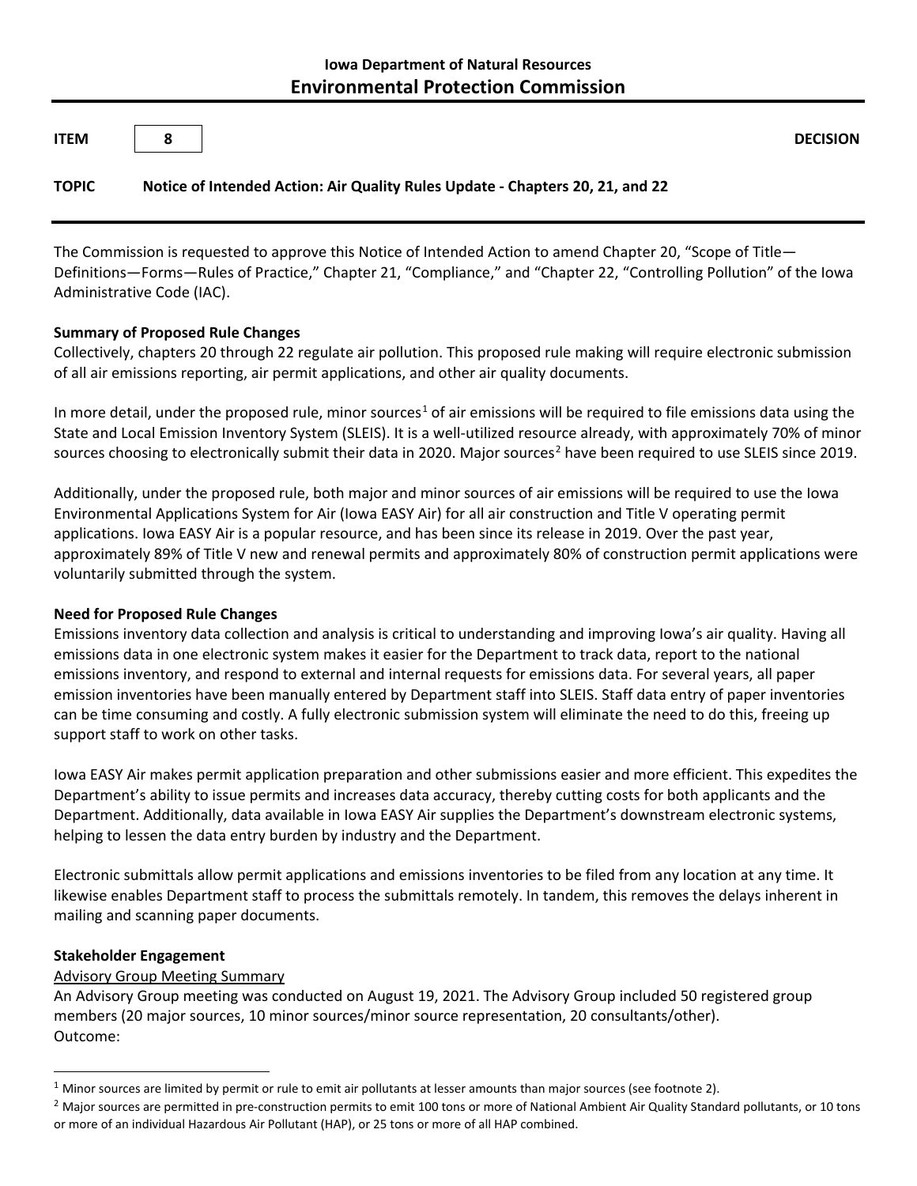**Iowa Department of Natural Resources**

## Environmental Protection Commission

**ITEM** 8 **DECISION**

**TOPIC** **Notice of Intended Action: Air Quality Rules Update - Chapters 20, 21, and 22**

The Commission is requested to approve this Notice of Intended Action to amend Chapter 20, "Scope of Title—Definitions—Forms—Rules of Practice," Chapter 21, "Compliance," and "Chapter 22, "Controlling Pollution" of the Iowa Administrative Code (IAC).

**Summary of Proposed Rule Changes**

Collectively, chapters 20 through 22 regulate air pollution. This proposed rule making will require electronic submission of all air emissions reporting, air permit applications, and other air quality documents.

In more detail, under the proposed rule, minor sources[1] of air emissions will be required to file emissions data using the State and Local Emission Inventory System (SLEIS). It is a well-utilized resource already, with approximately 70% of minor sources choosing to electronically submit their data in 2020. Major sources[2] have been required to use SLEIS since 2019.

Additionally, under the proposed rule, both major and minor sources of air emissions will be required to use the Iowa Environmental Applications System for Air (Iowa EASY Air) for all air construction and Title V operating permit applications. Iowa EASY Air is a popular resource, and has been since its release in 2019. Over the past year, approximately 89% of Title V new and renewal permits and approximately 80% of construction permit applications were voluntarily submitted through the system.

**Need for Proposed Rule Changes**

Emissions inventory data collection and analysis is critical to understanding and improving Iowa's air quality. Having all emissions data in one electronic system makes it easier for the Department to track data, report to the national emissions inventory, and respond to external and internal requests for emissions data. For several years, all paper emission inventories have been manually entered by Department staff into SLEIS. Staff data entry of paper inventories can be time consuming and costly. A fully electronic submission system will eliminate the need to do this, freeing up support staff to work on other tasks.

Iowa EASY Air makes permit application preparation and other submissions easier and more efficient. This expedites the Department's ability to issue permits and increases data accuracy, thereby cutting costs for both applicants and the Department. Additionally, data available in Iowa EASY Air supplies the Department's downstream electronic systems, helping to lessen the data entry burden by industry and the Department.

Electronic submittals allow permit applications and emissions inventories to be filed from any location at any time. It likewise enables Department staff to process the submittals remotely. In tandem, this removes the delays inherent in mailing and scanning paper documents.

**Stakeholder Engagement**

Advisory Group Meeting Summary

An Advisory Group meeting was conducted on August 19, 2021. The Advisory Group included 50 registered group members (20 major sources, 10 minor sources/minor source representation, 20 consultants/other).
Outcome:

---

[1] Minor sources are limited by permit or rule to emit air pollutants at lesser amounts than major sources (see footnote 2).

[2] Major sources are permitted in pre-construction permits to emit 100 tons or more of National Ambient Air Quality Standard pollutants, or 10 tons or more of an individual Hazardous Air Pollutant (HAP), or 25 tons or more of all HAP combined.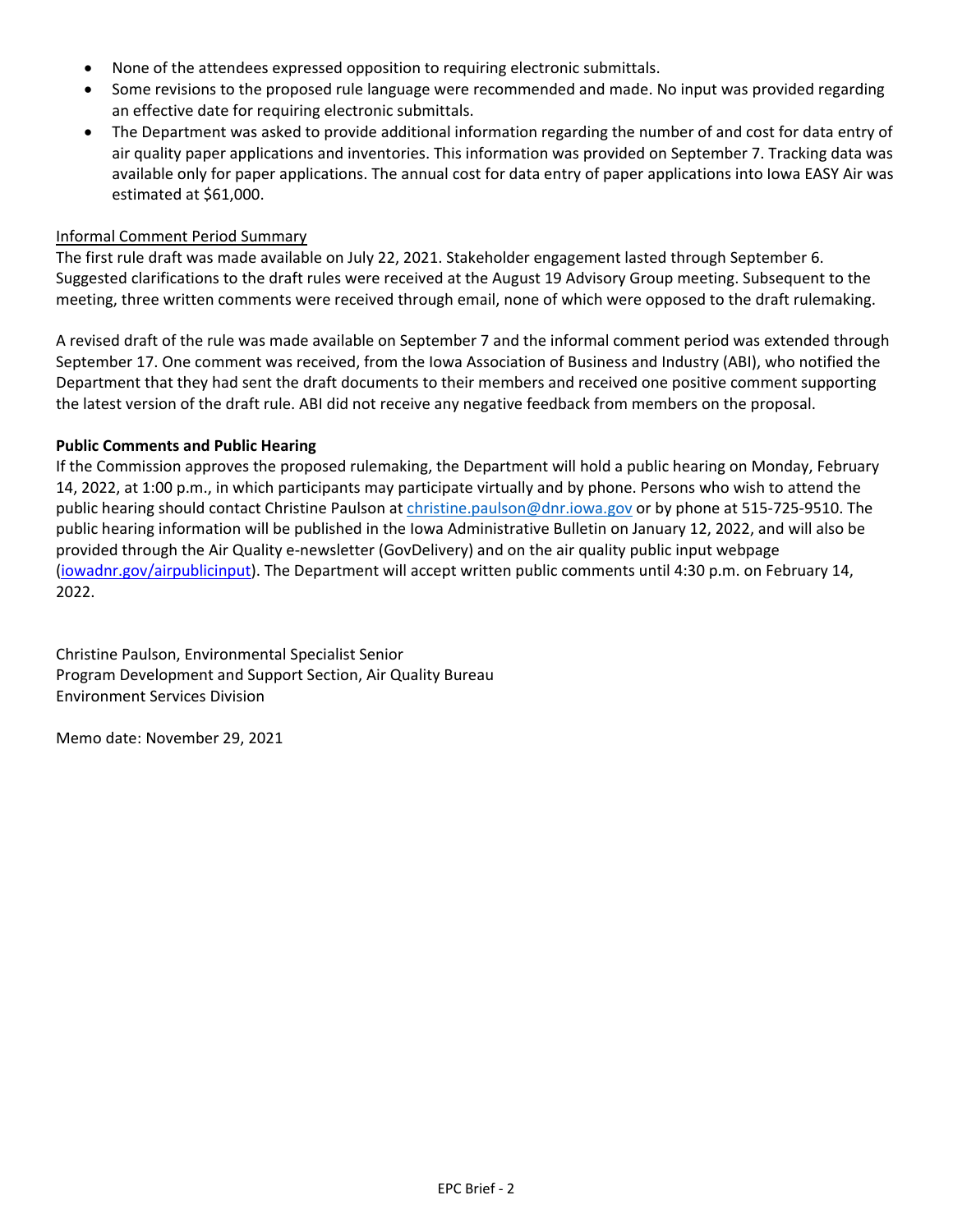- None of the attendees expressed opposition to requiring electronic submittals.
- Some revisions to the proposed rule language were recommended and made. No input was provided regarding an effective date for requiring electronic submittals.
- The Department was asked to provide additional information regarding the number of and cost for data entry of air quality paper applications and inventories. This information was provided on September 7. Tracking data was available only for paper applications. The annual cost for data entry of paper applications into Iowa EASY Air was estimated at $61,000.

Informal Comment Period Summary

The first rule draft was made available on July 22, 2021. Stakeholder engagement lasted through September 6. Suggested clarifications to the draft rules were received at the August 19 Advisory Group meeting. Subsequent to the meeting, three written comments were received through email, none of which were opposed to the draft rulemaking.

A revised draft of the rule was made available on September 7 and the informal comment period was extended through September 17. One comment was received, from the Iowa Association of Business and Industry (ABI), who notified the Department that they had sent the draft documents to their members and received one positive comment supporting the latest version of the draft rule. ABI did not receive any negative feedback from members on the proposal.

**Public Comments and Public Hearing**

If the Commission approves the proposed rulemaking, the Department will hold a public hearing on Monday, February 14, 2022, at 1:00 p.m., in which participants may participate virtually and by phone. Persons who wish to attend the public hearing should contact Christine Paulson at christine.paulson@dnr.iowa.gov or by phone at 515-725-9510. The public hearing information will be published in the Iowa Administrative Bulletin on January 12, 2022, and will also be provided through the Air Quality e-newsletter (GovDelivery) and on the air quality public input webpage (iowadnr.gov/airpublicinput). The Department will accept written public comments until 4:30 p.m. on February 14, 2022.

Christine Paulson, Environmental Specialist Senior
Program Development and Support Section, Air Quality Bureau
Environment Services Division

Memo date: November 29, 2021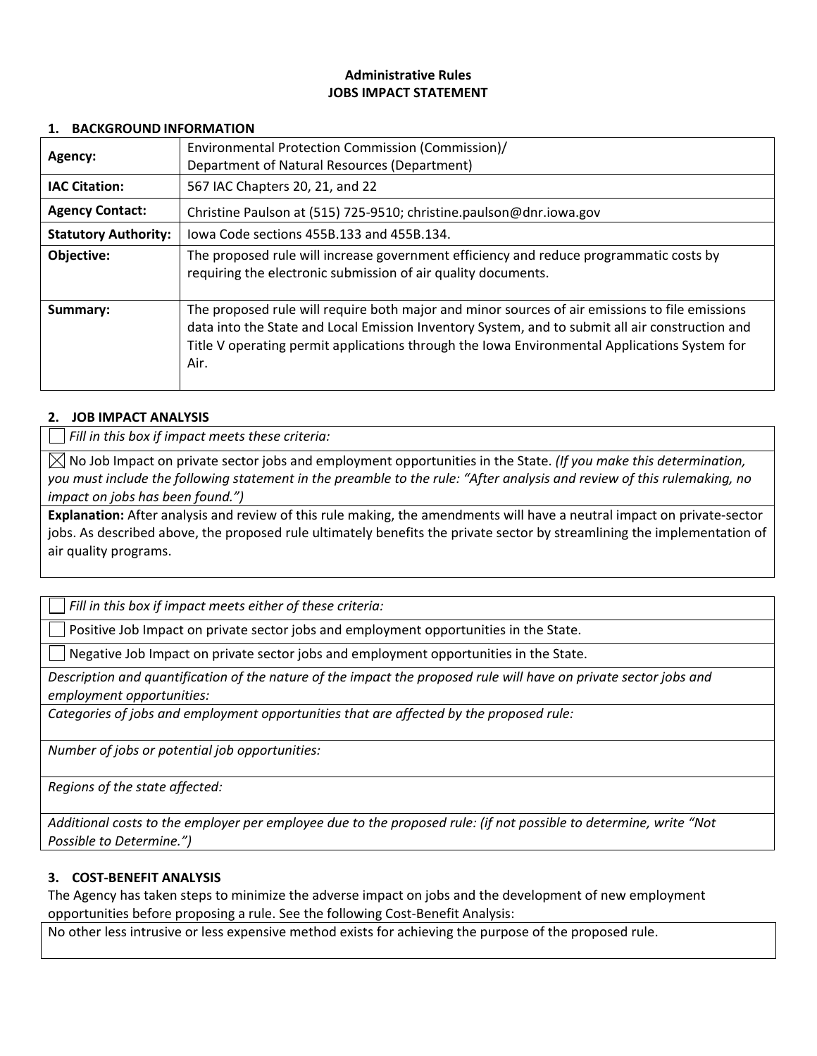# Administrative Rules
# JOBS IMPACT STATEMENT

## 1. BACKGROUND INFORMATION

| | |
|---|---|
| **Agency:** | Environmental Protection Commission (Commission)/ Department of Natural Resources (Department) |
| **IAC Citation:** | 567 IAC Chapters 20, 21, and 22 |
| **Agency Contact:** | Christine Paulson at (515) 725-9510; christine.paulson@dnr.iowa.gov |
| **Statutory Authority:** | Iowa Code sections 455B.133 and 455B.134. |
| **Objective:** | The proposed rule will increase government efficiency and reduce programmatic costs by requiring the electronic submission of air quality documents. |
| **Summary:** | The proposed rule will require both major and minor sources of air emissions to file emissions data into the State and Local Emission Inventory System, and to submit all air construction and Title V operating permit applications through the Iowa Environmental Applications System for Air. |

## 2. JOB IMPACT ANALYSIS

☐ *Fill in this box if impact meets these criteria:*

☒ No Job Impact on private sector jobs and employment opportunities in the State. *(If you make this determination, you must include the following statement in the preamble to the rule: "After analysis and review of this rulemaking, no impact on jobs has been found.")*

**Explanation:** After analysis and review of this rule making, the amendments will have a neutral impact on private-sector jobs. As described above, the proposed rule ultimately benefits the private sector by streamlining the implementation of air quality programs.

☐ *Fill in this box if impact meets either of these criteria:*

☐ Positive Job Impact on private sector jobs and employment opportunities in the State.

☐ Negative Job Impact on private sector jobs and employment opportunities in the State.

*Description and quantification of the nature of the impact the proposed rule will have on private sector jobs and employment opportunities:*

*Categories of jobs and employment opportunities that are affected by the proposed rule:*

*Number of jobs or potential job opportunities:*

*Regions of the state affected:*

*Additional costs to the employer per employee due to the proposed rule: (if not possible to determine, write "Not Possible to Determine.")*

## 3. COST-BENEFIT ANALYSIS

The Agency has taken steps to minimize the adverse impact on jobs and the development of new employment opportunities before proposing a rule. See the following Cost-Benefit Analysis:

No other less intrusive or less expensive method exists for achieving the purpose of the proposed rule.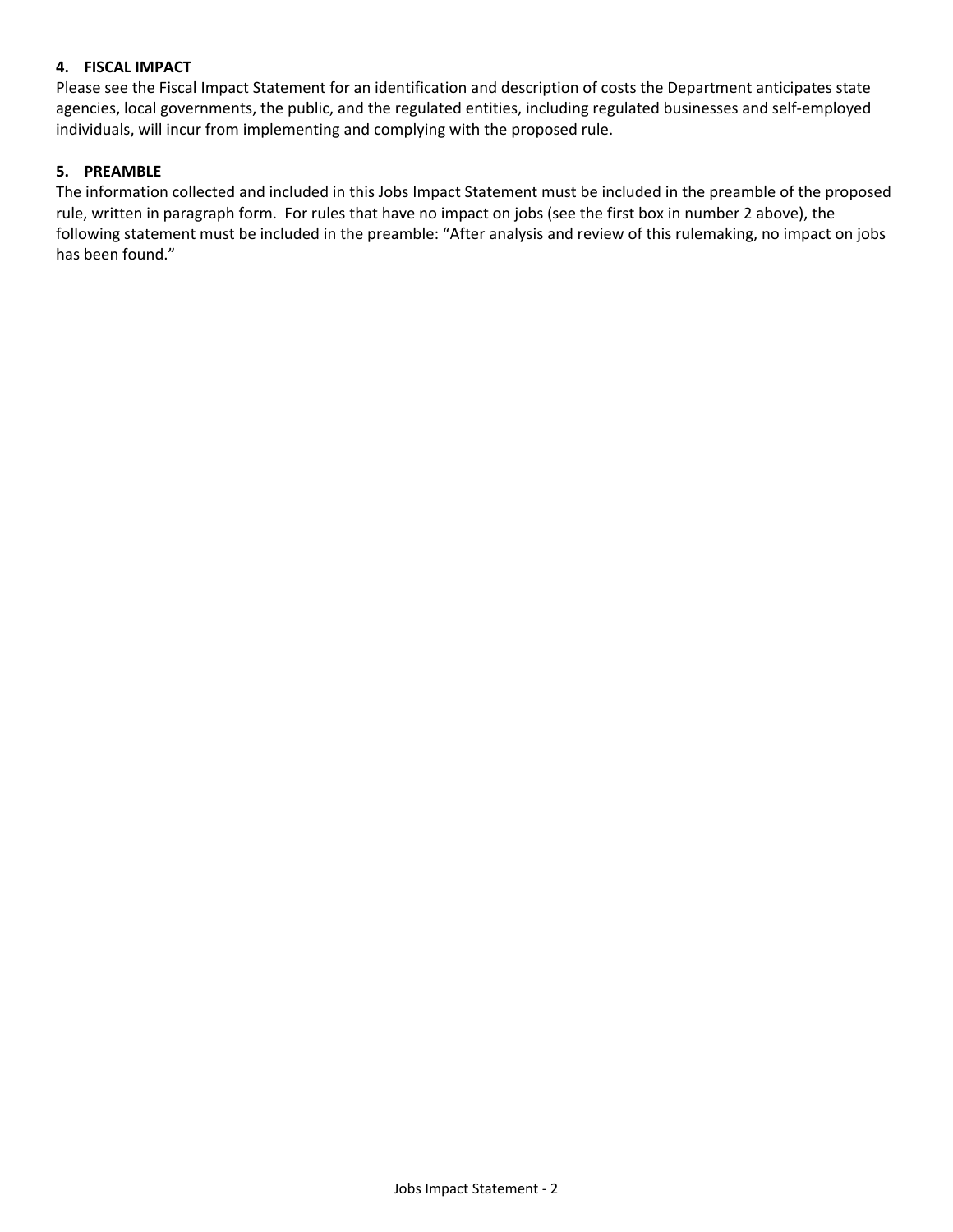## 4. FISCAL IMPACT

Please see the Fiscal Impact Statement for an identification and description of costs the Department anticipates state agencies, local governments, the public, and the regulated entities, including regulated businesses and self-employed individuals, will incur from implementing and complying with the proposed rule.

## 5. PREAMBLE

The information collected and included in this Jobs Impact Statement must be included in the preamble of the proposed rule, written in paragraph form. For rules that have no impact on jobs (see the first box in number 2 above), the following statement must be included in the preamble: "After analysis and review of this rulemaking, no impact on jobs has been found."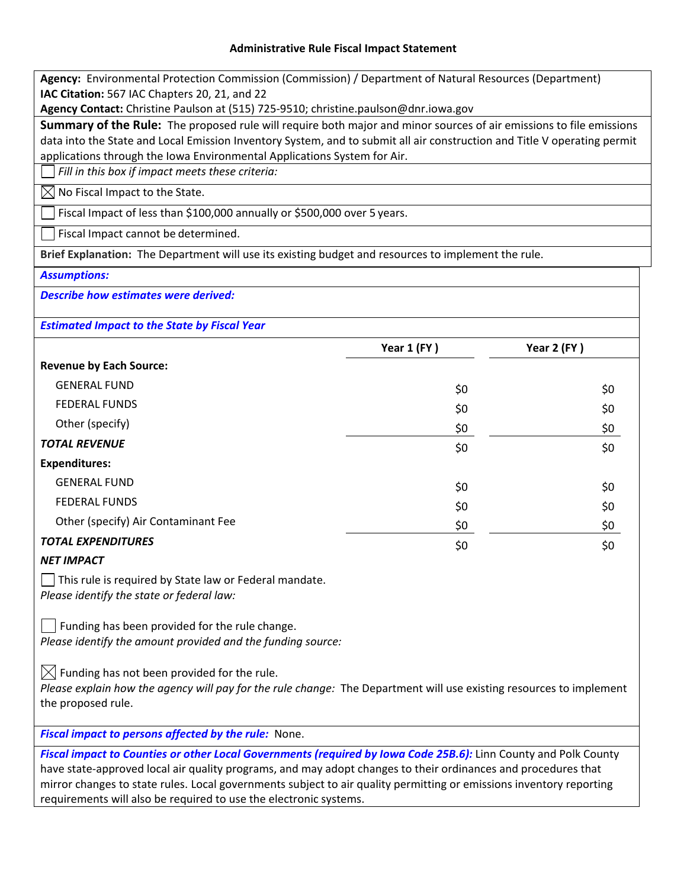# Administrative Rule Fiscal Impact Statement

**Agency:** Environmental Protection Commission (Commission) / Department of Natural Resources (Department)
**IAC Citation:** 567 IAC Chapters 20, 21, and 22
**Agency Contact:** Christine Paulson at (515) 725-9510; christine.paulson@dnr.iowa.gov

**Summary of the Rule:** The proposed rule will require both major and minor sources of air emissions to file emissions data into the State and Local Emission Inventory System, and to submit all air construction and Title V operating permit applications through the Iowa Environmental Applications System for Air.

☐ *Fill in this box if impact meets these criteria:*

☒ No Fiscal Impact to the State.

☐ Fiscal Impact of less than $100,000 annually or $500,000 over 5 years.

☐ Fiscal Impact cannot be determined.

**Brief Explanation:** The Department will use its existing budget and resources to implement the rule.

***Assumptions:***

***Describe how estimates were derived:***

***Estimated Impact to the State by Fiscal Year***

| | Year 1 (FY ) | Year 2 (FY ) |
|---|---|---|
| **Revenue by Each Source:** | | |
| GENERAL FUND | $0 | $0 |
| FEDERAL FUNDS | $0 | $0 |
| Other (specify) | $0 | $0 |
| ***TOTAL REVENUE*** | $0 | $0 |
| **Expenditures:** | | |
| GENERAL FUND | $0 | $0 |
| FEDERAL FUNDS | $0 | $0 |
| Other (specify) Air Contaminant Fee | $0 | $0 |
| ***TOTAL EXPENDITURES*** | $0 | $0 |
| ***NET IMPACT*** | | |

☐ This rule is required by State law or Federal mandate.
*Please identify the state or federal law:*

☐ Funding has been provided for the rule change.
*Please identify the amount provided and the funding source:*

☒ Funding has not been provided for the rule.
*Please explain how the agency will pay for the rule change:* The Department will use existing resources to implement the proposed rule.

***Fiscal impact to persons affected by the rule:*** None.

***Fiscal impact to Counties or other Local Governments (required by Iowa Code 25B.6):*** Linn County and Polk County have state-approved local air quality programs, and may adopt changes to their ordinances and procedures that mirror changes to state rules. Local governments subject to air quality permitting or emissions inventory reporting requirements will also be required to use the electronic systems.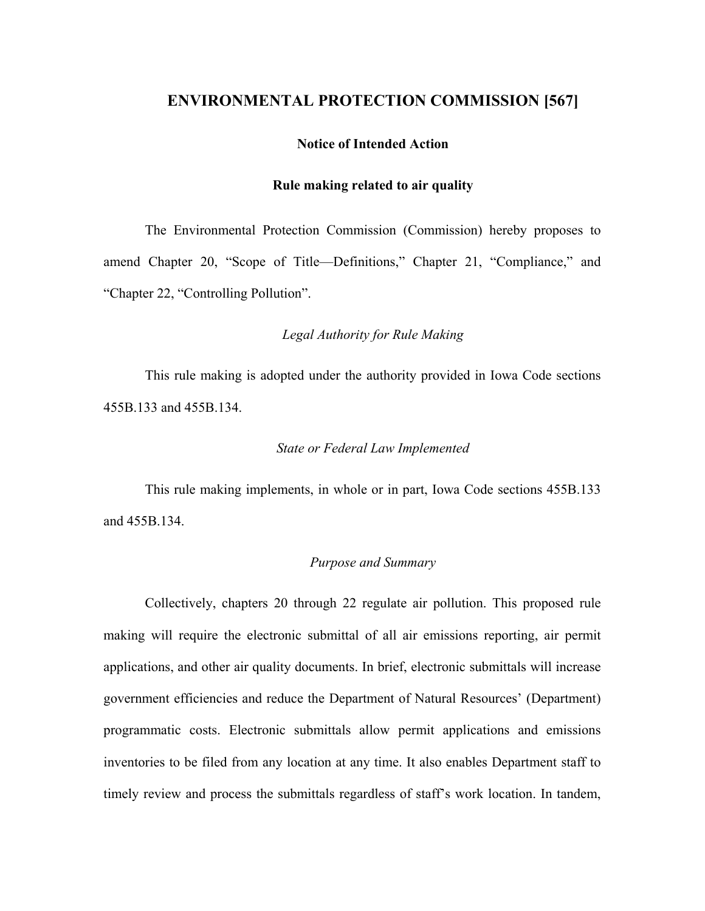# ENVIRONMENTAL PROTECTION COMMISSION [567]

**Notice of Intended Action**

**Rule making related to air quality**

The Environmental Protection Commission (Commission) hereby proposes to amend Chapter 20, "Scope of Title—Definitions," Chapter 21, "Compliance," and "Chapter 22, "Controlling Pollution".

*Legal Authority for Rule Making*

This rule making is adopted under the authority provided in Iowa Code sections 455B.133 and 455B.134.

*State or Federal Law Implemented*

This rule making implements, in whole or in part, Iowa Code sections 455B.133 and 455B.134.

*Purpose and Summary*

Collectively, chapters 20 through 22 regulate air pollution. This proposed rule making will require the electronic submittal of all air emissions reporting, air permit applications, and other air quality documents. In brief, electronic submittals will increase government efficiencies and reduce the Department of Natural Resources' (Department) programmatic costs. Electronic submittals allow permit applications and emissions inventories to be filed from any location at any time. It also enables Department staff to timely review and process the submittals regardless of staff's work location. In tandem,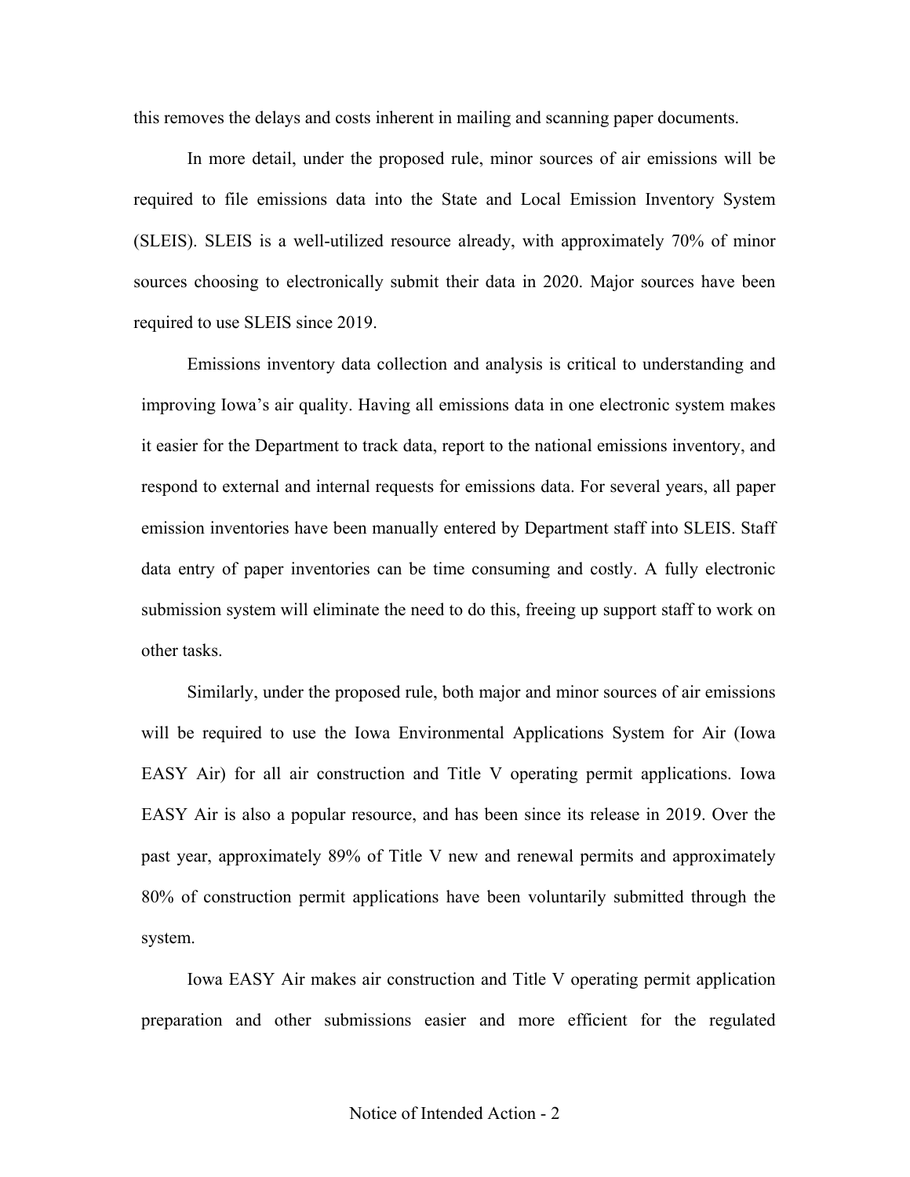this removes the delays and costs inherent in mailing and scanning paper documents.

In more detail, under the proposed rule, minor sources of air emissions will be required to file emissions data into the State and Local Emission Inventory System (SLEIS). SLEIS is a well-utilized resource already, with approximately 70% of minor sources choosing to electronically submit their data in 2020. Major sources have been required to use SLEIS since 2019.

Emissions inventory data collection and analysis is critical to understanding and improving Iowa's air quality. Having all emissions data in one electronic system makes it easier for the Department to track data, report to the national emissions inventory, and respond to external and internal requests for emissions data. For several years, all paper emission inventories have been manually entered by Department staff into SLEIS. Staff data entry of paper inventories can be time consuming and costly. A fully electronic submission system will eliminate the need to do this, freeing up support staff to work on other tasks.

Similarly, under the proposed rule, both major and minor sources of air emissions will be required to use the Iowa Environmental Applications System for Air (Iowa EASY Air) for all air construction and Title V operating permit applications. Iowa EASY Air is also a popular resource, and has been since its release in 2019. Over the past year, approximately 89% of Title V new and renewal permits and approximately 80% of construction permit applications have been voluntarily submitted through the system.

Iowa EASY Air makes air construction and Title V operating permit application preparation and other submissions easier and more efficient for the regulated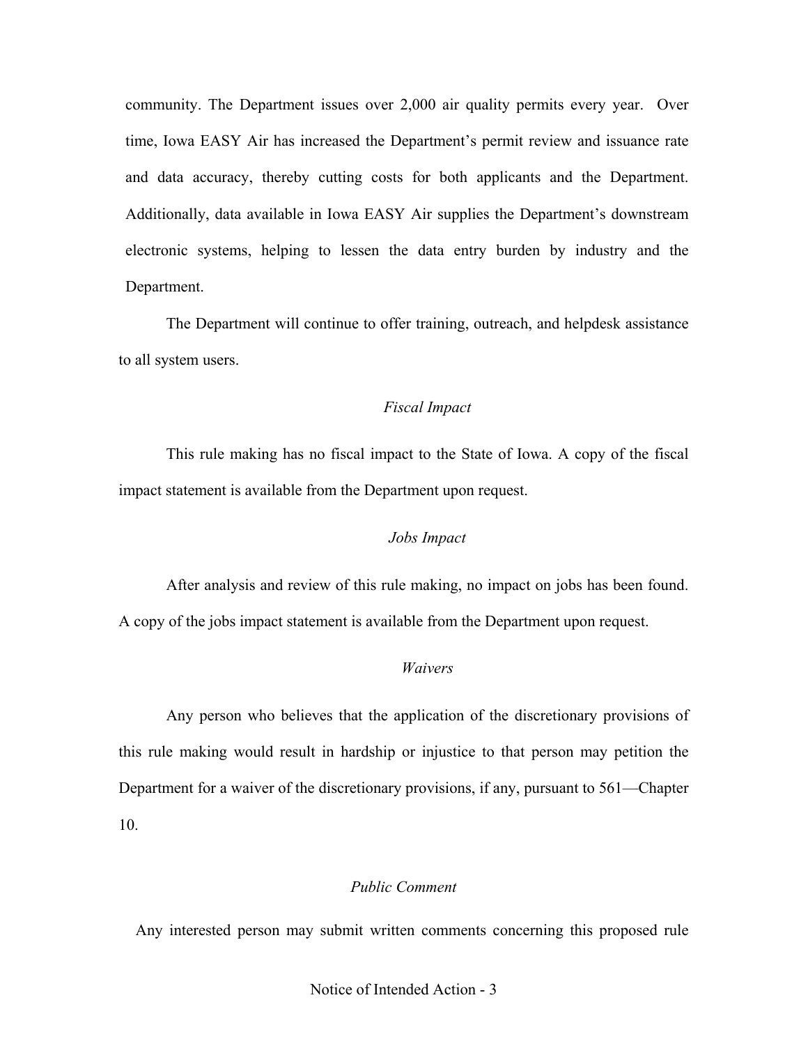community. The Department issues over 2,000 air quality permits every year. Over time, Iowa EASY Air has increased the Department's permit review and issuance rate and data accuracy, thereby cutting costs for both applicants and the Department. Additionally, data available in Iowa EASY Air supplies the Department's downstream electronic systems, helping to lessen the data entry burden by industry and the Department.

The Department will continue to offer training, outreach, and helpdesk assistance to all system users.

*Fiscal Impact*

This rule making has no fiscal impact to the State of Iowa. A copy of the fiscal impact statement is available from the Department upon request.

*Jobs Impact*

After analysis and review of this rule making, no impact on jobs has been found. A copy of the jobs impact statement is available from the Department upon request.

*Waivers*

Any person who believes that the application of the discretionary provisions of this rule making would result in hardship or injustice to that person may petition the Department for a waiver of the discretionary provisions, if any, pursuant to 561—Chapter 10.

*Public Comment*

Any interested person may submit written comments concerning this proposed rule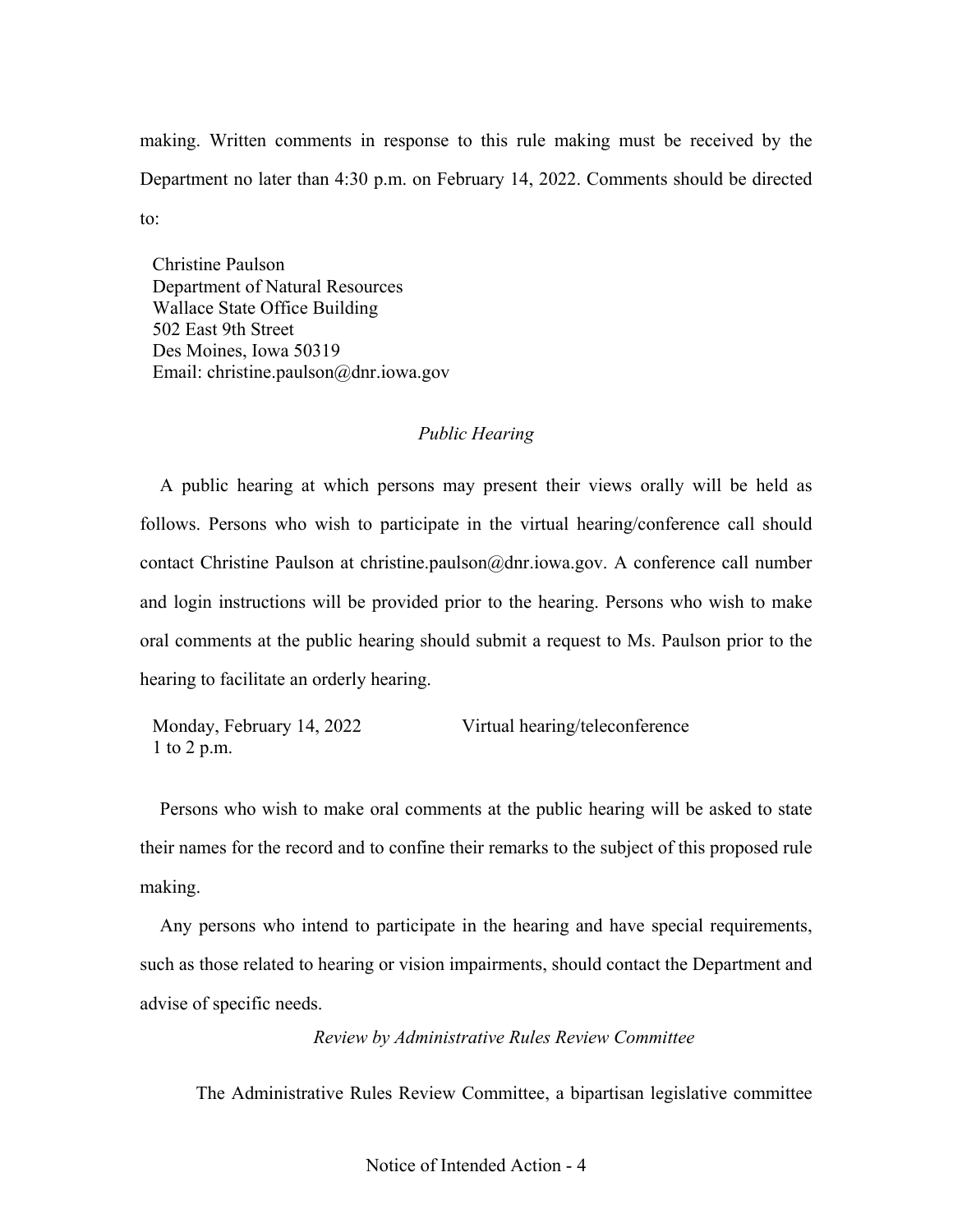making. Written comments in response to this rule making must be received by the Department no later than 4:30 p.m. on February 14, 2022. Comments should be directed to:

Christine Paulson
Department of Natural Resources
Wallace State Office Building
502 East 9th Street
Des Moines, Iowa 50319
Email: christine.paulson@dnr.iowa.gov

*Public Hearing*

A public hearing at which persons may present their views orally will be held as follows. Persons who wish to participate in the virtual hearing/conference call should contact Christine Paulson at christine.paulson@dnr.iowa.gov. A conference call number and login instructions will be provided prior to the hearing. Persons who wish to make oral comments at the public hearing should submit a request to Ms. Paulson prior to the hearing to facilitate an orderly hearing.

Monday, February 14, 2022 — Virtual hearing/teleconference
1 to 2 p.m.

Persons who wish to make oral comments at the public hearing will be asked to state their names for the record and to confine their remarks to the subject of this proposed rule making.

Any persons who intend to participate in the hearing and have special requirements, such as those related to hearing or vision impairments, should contact the Department and advise of specific needs.

*Review by Administrative Rules Review Committee*

The Administrative Rules Review Committee, a bipartisan legislative committee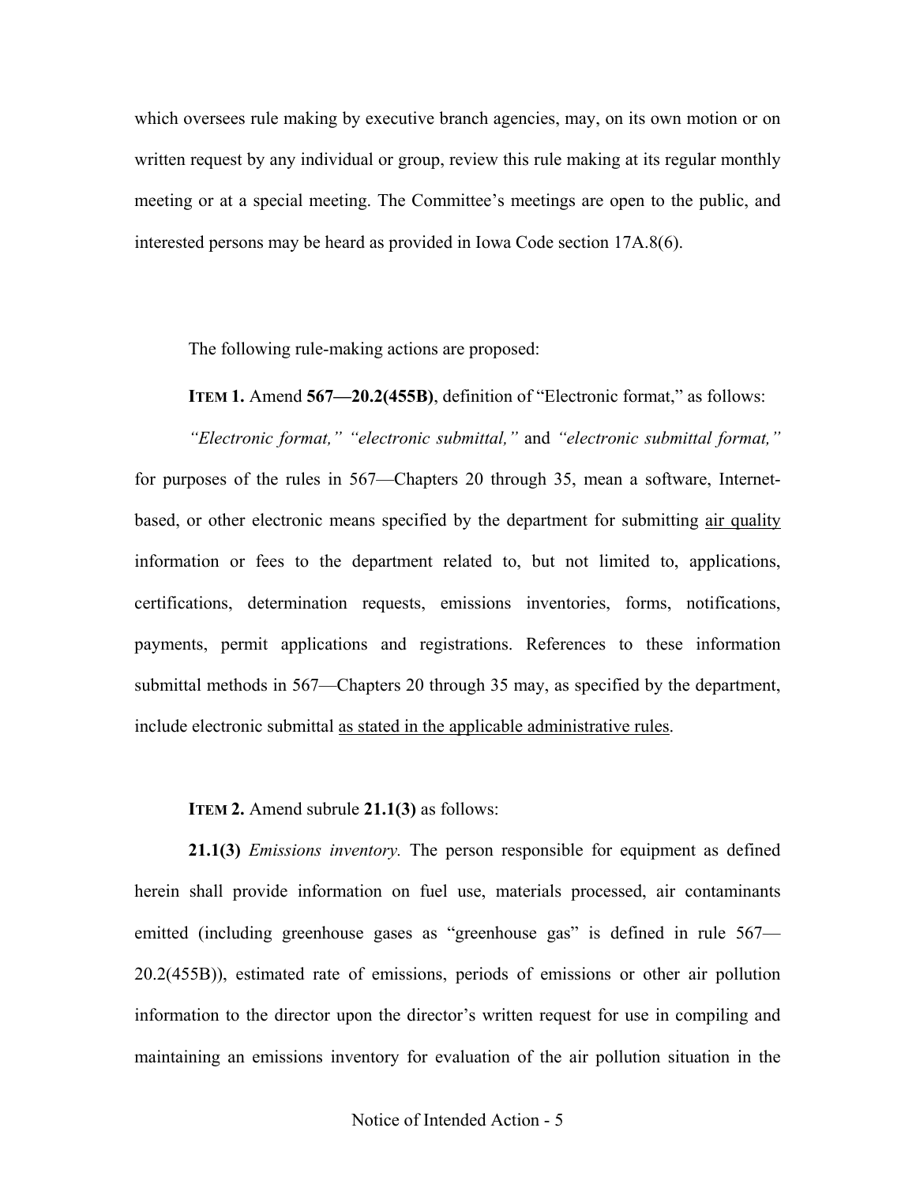which oversees rule making by executive branch agencies, may, on its own motion or on written request by any individual or group, review this rule making at its regular monthly meeting or at a special meeting. The Committee's meetings are open to the public, and interested persons may be heard as provided in Iowa Code section 17A.8(6).

The following rule-making actions are proposed:

**ITEM 1.** Amend **567—20.2(455B)**, definition of "Electronic format," as follows:

*"Electronic format," "electronic submittal,"* and *"electronic submittal format,"* for purposes of the rules in 567—Chapters 20 through 35, mean a software, Internet-based, or other electronic means specified by the department for submitting <u>air quality</u> information or fees to the department related to, but not limited to, applications, certifications, determination requests, emissions inventories, forms, notifications, payments, permit applications and registrations. References to these information submittal methods in 567—Chapters 20 through 35 may, as specified by the department, include electronic submittal <u>as stated in the applicable administrative rules</u>.

**ITEM 2.** Amend subrule **21.1(3)** as follows:

**21.1(3)** *Emissions inventory.* The person responsible for equipment as defined herein shall provide information on fuel use, materials processed, air contaminants emitted (including greenhouse gases as "greenhouse gas" is defined in rule 567—20.2(455B)), estimated rate of emissions, periods of emissions or other air pollution information to the director upon the director's written request for use in compiling and maintaining an emissions inventory for evaluation of the air pollution situation in the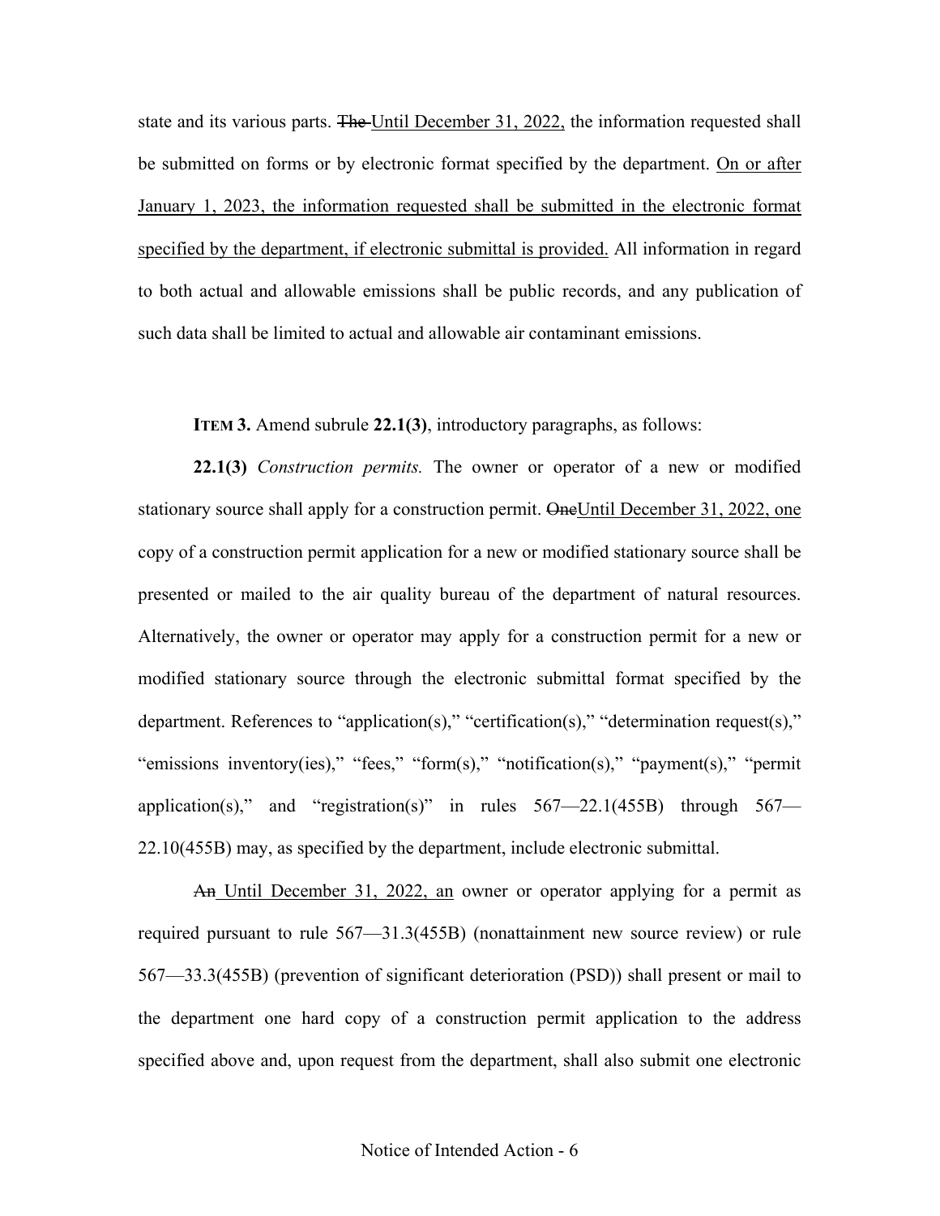state and its various parts. ~~The~~ <u>Until December 31, 2022,</u> the information requested shall be submitted on forms or by electronic format specified by the department. <u>On or after January 1, 2023, the information requested shall be submitted in the electronic format specified by the department, if electronic submittal is provided.</u> All information in regard to both actual and allowable emissions shall be public records, and any publication of such data shall be limited to actual and allowable air contaminant emissions.

**ITEM 3.** Amend subrule **22.1(3)**, introductory paragraphs, as follows:

**22.1(3)** *Construction permits.* The owner or operator of a new or modified stationary source shall apply for a construction permit. ~~One~~<u>Until December 31, 2022, one</u> copy of a construction permit application for a new or modified stationary source shall be presented or mailed to the air quality bureau of the department of natural resources. Alternatively, the owner or operator may apply for a construction permit for a new or modified stationary source through the electronic submittal format specified by the department. References to "application(s)," "certification(s)," "determination request(s)," "emissions inventory(ies)," "fees," "form(s)," "notification(s)," "payment(s)," "permit application(s)," and "registration(s)" in rules 567—22.1(455B) through 567—22.10(455B) may, as specified by the department, include electronic submittal.

~~An~~ <u>Until December 31, 2022, an</u> owner or operator applying for a permit as required pursuant to rule 567—31.3(455B) (nonattainment new source review) or rule 567—33.3(455B) (prevention of significant deterioration (PSD)) shall present or mail to the department one hard copy of a construction permit application to the address specified above and, upon request from the department, shall also submit one electronic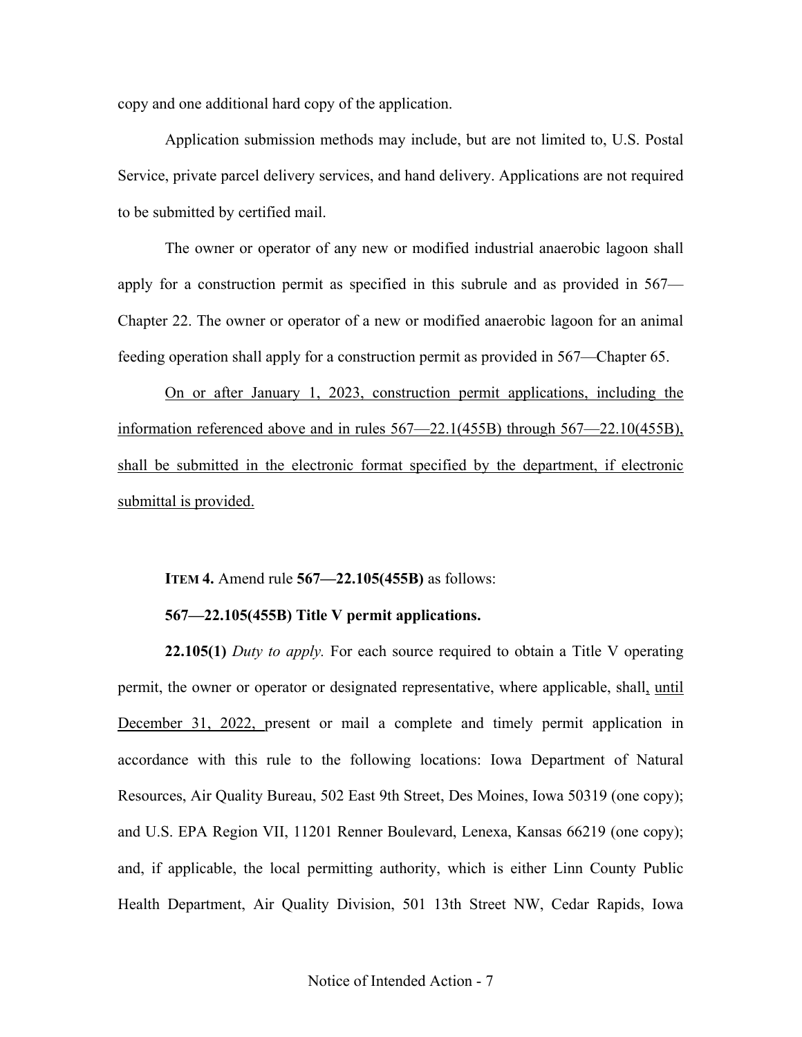copy and one additional hard copy of the application.

Application submission methods may include, but are not limited to, U.S. Postal Service, private parcel delivery services, and hand delivery. Applications are not required to be submitted by certified mail.

The owner or operator of any new or modified industrial anaerobic lagoon shall apply for a construction permit as specified in this subrule and as provided in 567—Chapter 22. The owner or operator of a new or modified anaerobic lagoon for an animal feeding operation shall apply for a construction permit as provided in 567—Chapter 65.

<u>On or after January 1, 2023, construction permit applications, including the information referenced above and in rules 567—22.1(455B) through 567—22.10(455B), shall be submitted in the electronic format specified by the department, if electronic submittal is provided.</u>

**ITEM 4.** Amend rule **567—22.105(455B)** as follows:

**567—22.105(455B) Title V permit applications.**

**22.105(1)** *Duty to apply.* For each source required to obtain a Title V operating permit, the owner or operator or designated representative, where applicable, shall<u>, until December 31, 2022,</u> present or mail a complete and timely permit application in accordance with this rule to the following locations: Iowa Department of Natural Resources, Air Quality Bureau, 502 East 9th Street, Des Moines, Iowa 50319 (one copy); and U.S. EPA Region VII, 11201 Renner Boulevard, Lenexa, Kansas 66219 (one copy); and, if applicable, the local permitting authority, which is either Linn County Public Health Department, Air Quality Division, 501 13th Street NW, Cedar Rapids, Iowa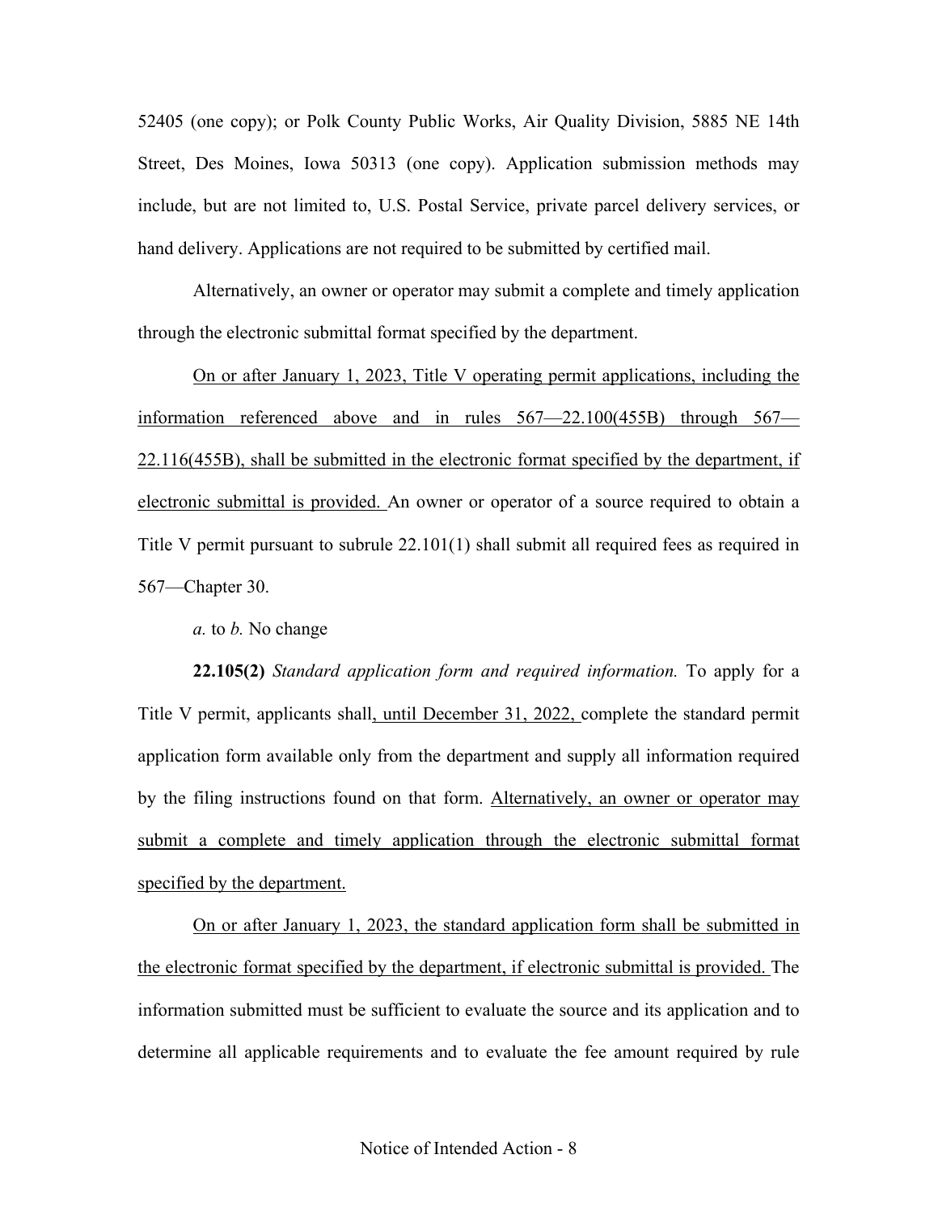52405 (one copy); or Polk County Public Works, Air Quality Division, 5885 NE 14th Street, Des Moines, Iowa 50313 (one copy). Application submission methods may include, but are not limited to, U.S. Postal Service, private parcel delivery services, or hand delivery. Applications are not required to be submitted by certified mail.

Alternatively, an owner or operator may submit a complete and timely application through the electronic submittal format specified by the department.

On or after January 1, 2023, Title V operating permit applications, including the information referenced above and in rules 567—22.100(455B) through 567—22.116(455B), shall be submitted in the electronic format specified by the department, if electronic submittal is provided. An owner or operator of a source required to obtain a Title V permit pursuant to subrule 22.101(1) shall submit all required fees as required in 567—Chapter 30.

*a.* to *b.* No change

**22.105(2)** *Standard application form and required information.* To apply for a Title V permit, applicants shall, until December 31, 2022, complete the standard permit application form available only from the department and supply all information required by the filing instructions found on that form. Alternatively, an owner or operator may submit a complete and timely application through the electronic submittal format specified by the department.

On or after January 1, 2023, the standard application form shall be submitted in the electronic format specified by the department, if electronic submittal is provided. The information submitted must be sufficient to evaluate the source and its application and to determine all applicable requirements and to evaluate the fee amount required by rule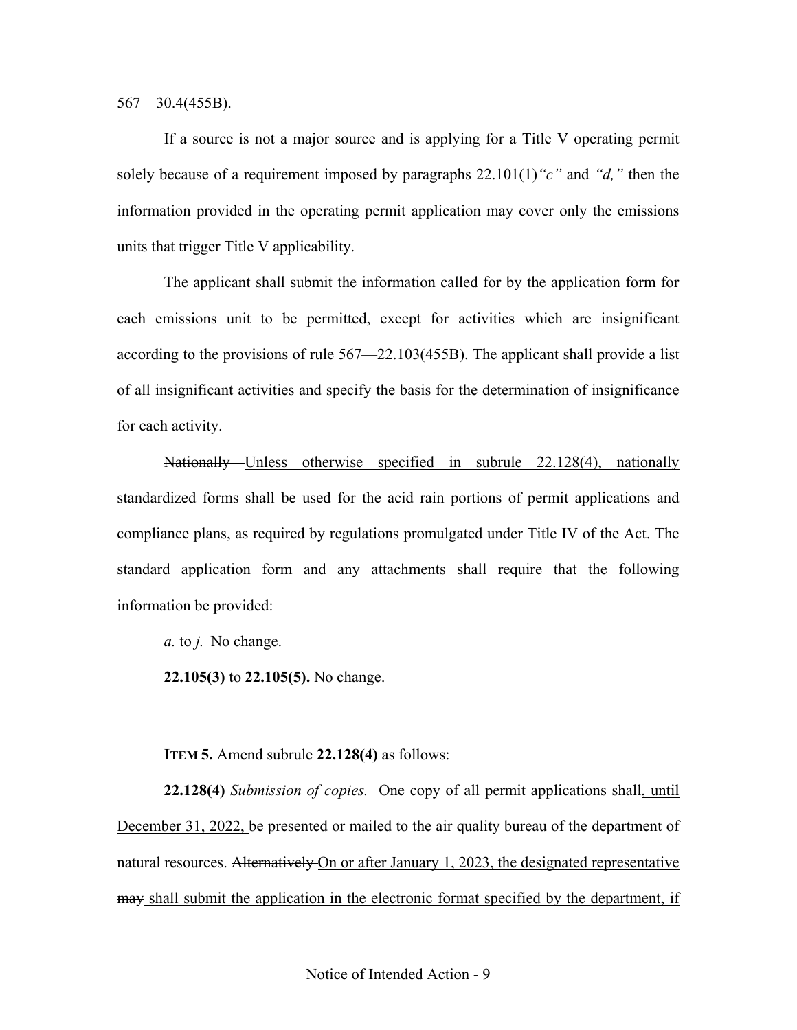567—30.4(455B).

If a source is not a major source and is applying for a Title V operating permit solely because of a requirement imposed by paragraphs 22.101(1)*"c"* and *"d,"* then the information provided in the operating permit application may cover only the emissions units that trigger Title V applicability.

The applicant shall submit the information called for by the application form for each emissions unit to be permitted, except for activities which are insignificant according to the provisions of rule 567—22.103(455B). The applicant shall provide a list of all insignificant activities and specify the basis for the determination of insignificance for each activity.

~~Nationally~~ <u>Unless otherwise specified in subrule 22.128(4), nationally</u> standardized forms shall be used for the acid rain portions of permit applications and compliance plans, as required by regulations promulgated under Title IV of the Act. The standard application form and any attachments shall require that the following information be provided:

*a.* to *j.* No change.

**22.105(3)** to **22.105(5).** No change.

**ITEM 5.** Amend subrule **22.128(4)** as follows:

**22.128(4)** *Submission of copies.* One copy of all permit applications shall<u>, until December 31, 2022,</u> be presented or mailed to the air quality bureau of the department of natural resources. ~~Alternatively~~ <u>On or after January 1, 2023, the designated representative</u> ~~may~~ <u>shall submit the application in the electronic format specified by the department, if</u>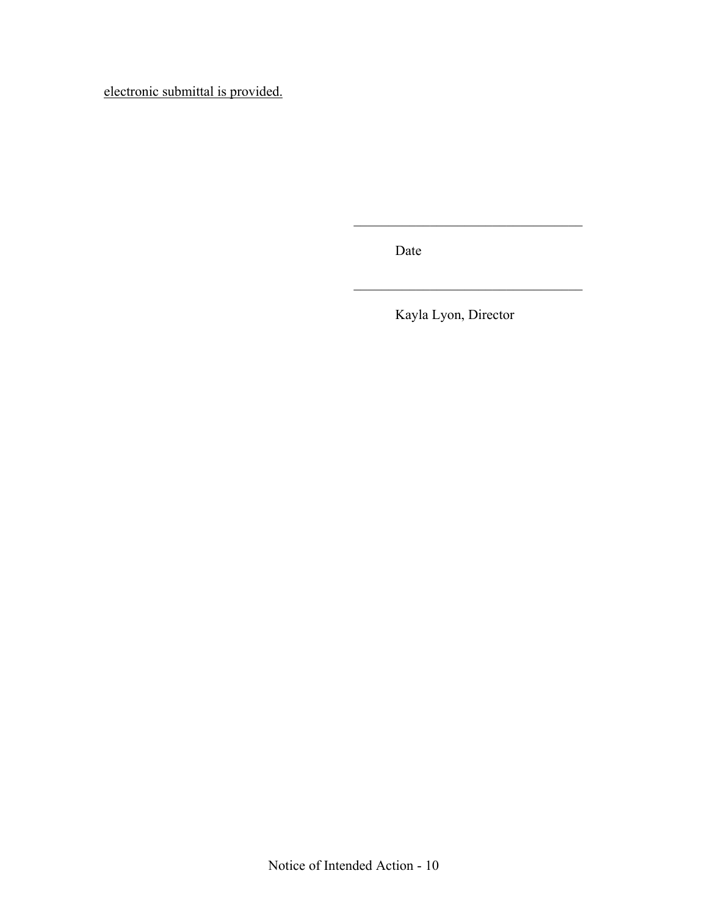<u>electronic submittal is provided.</u>

\_\_\_\_\_\_\_\_\_\_\_\_\_\_\_\_\_\_\_\_\_\_\_\_\_\_\_\_\_\_\_\_\_\_

Date

\_\_\_\_\_\_\_\_\_\_\_\_\_\_\_\_\_\_\_\_\_\_\_\_\_\_\_\_\_\_\_\_\_\_

Kayla Lyon, Director